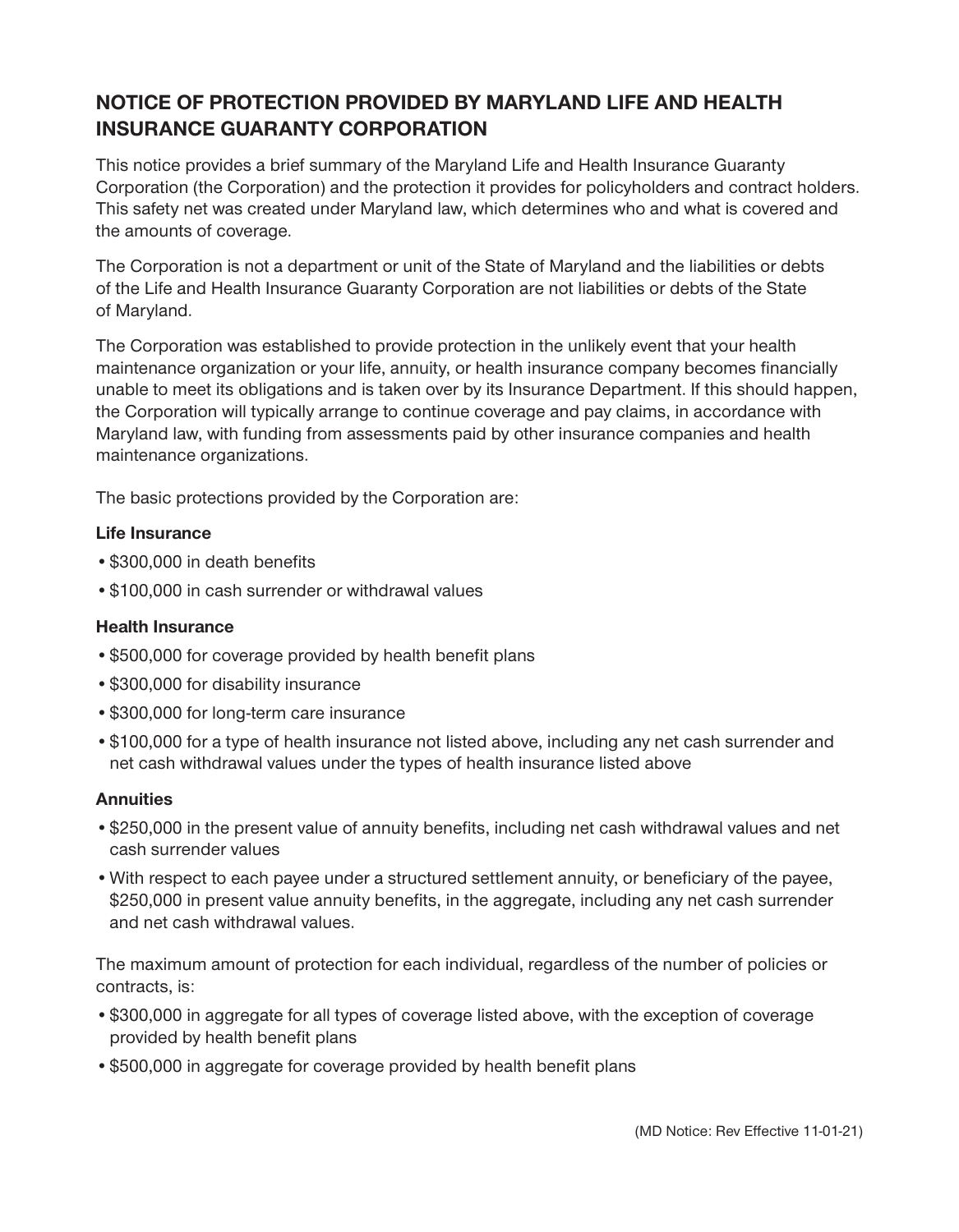# NOTICE OF PROTECTION PROVIDED BY MARYLAND LIFE AND HEALTH INSURANCE GUARANTY CORPORATION

This notice provides a brief summary of the Maryland Life and Health Insurance Guaranty Corporation (the Corporation) and the protection it provides for policyholders and contract holders. This safety net was created under Maryland law, which determines who and what is covered and the amounts of coverage.

The Corporation is not a department or unit of the State of Maryland and the liabilities or debts of the Life and Health Insurance Guaranty Corporation are not liabilities or debts of the State of Maryland.

The Corporation was established to provide protection in the unlikely event that your health maintenance organization or your life, annuity, or health insurance company becomes financially unable to meet its obligations and is taken over by its Insurance Department. If this should happen, the Corporation will typically arrange to continue coverage and pay claims, in accordance with Maryland law, with funding from assessments paid by other insurance companies and health maintenance organizations.

The basic protections provided by the Corporation are:

**Life Insurance**

- $300,000 in death benefits
- $100,000 in cash surrender or withdrawal values

**Health Insurance**

- $500,000 for coverage provided by health benefit plans
- $300,000 for disability insurance
- $300,000 for long-term care insurance
- $100,000 for a type of health insurance not listed above, including any net cash surrender and net cash withdrawal values under the types of health insurance listed above

**Annuities**

- $250,000 in the present value of annuity benefits, including net cash withdrawal values and net cash surrender values
- With respect to each payee under a structured settlement annuity, or beneficiary of the payee, $250,000 in present value annuity benefits, in the aggregate, including any net cash surrender and net cash withdrawal values.

The maximum amount of protection for each individual, regardless of the number of policies or contracts, is:

- $300,000 in aggregate for all types of coverage listed above, with the exception of coverage provided by health benefit plans
- $500,000 in aggregate for coverage provided by health benefit plans

(MD Notice: Rev Effective 11-01-21)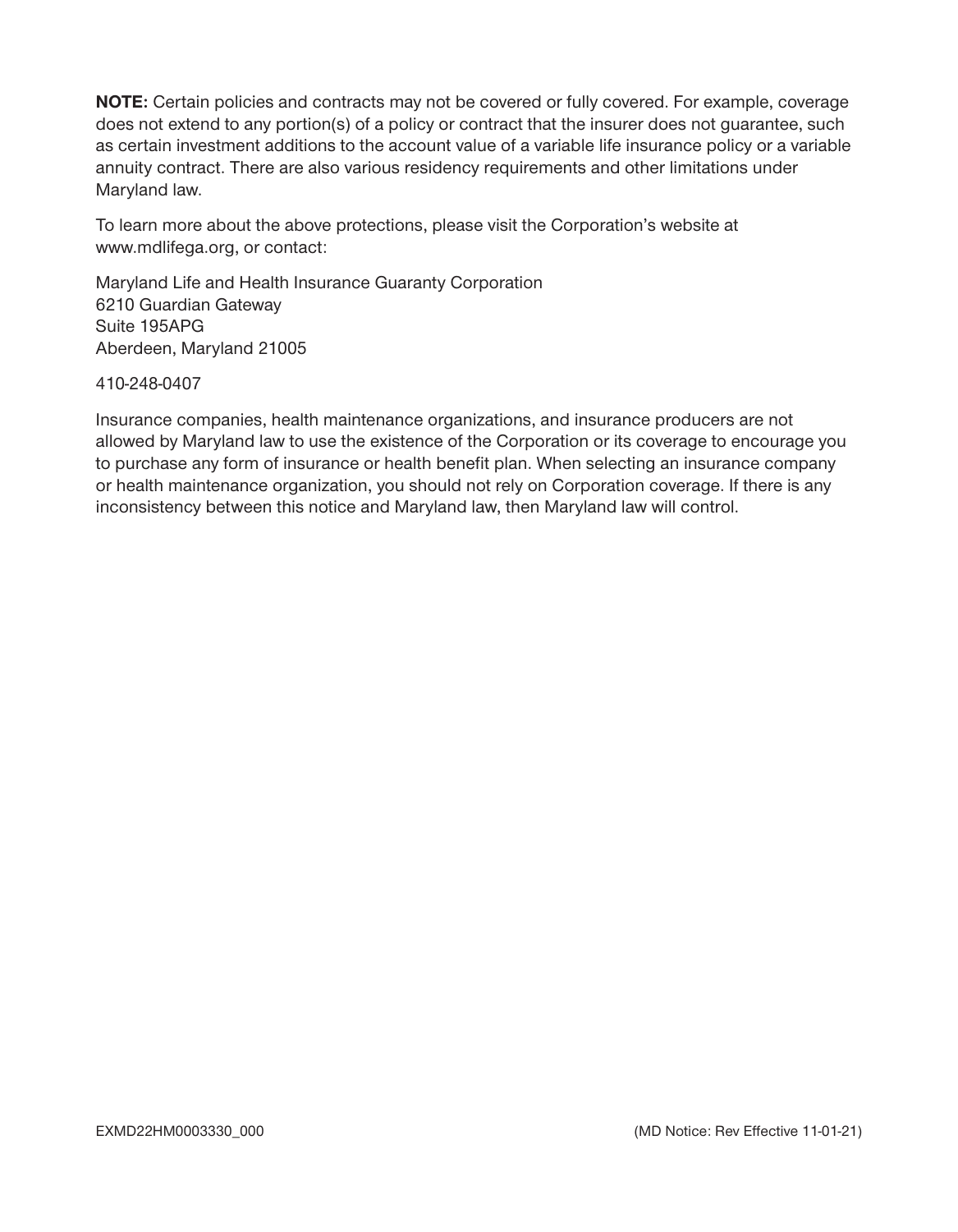**NOTE:** Certain policies and contracts may not be covered or fully covered. For example, coverage does not extend to any portion(s) of a policy or contract that the insurer does not guarantee, such as certain investment additions to the account value of a variable life insurance policy or a variable annuity contract. There are also various residency requirements and other limitations under Maryland law.

To learn more about the above protections, please visit the Corporation's website at www.mdlifega.org, or contact:

Maryland Life and Health Insurance Guaranty Corporation
6210 Guardian Gateway
Suite 195APG
Aberdeen, Maryland 21005

410-248-0407

Insurance companies, health maintenance organizations, and insurance producers are not allowed by Maryland law to use the existence of the Corporation or its coverage to encourage you to purchase any form of insurance or health benefit plan. When selecting an insurance company or health maintenance organization, you should not rely on Corporation coverage. If there is any inconsistency between this notice and Maryland law, then Maryland law will control.

EXMD22HM0003330_000 (MD Notice: Rev Effective 11-01-21)